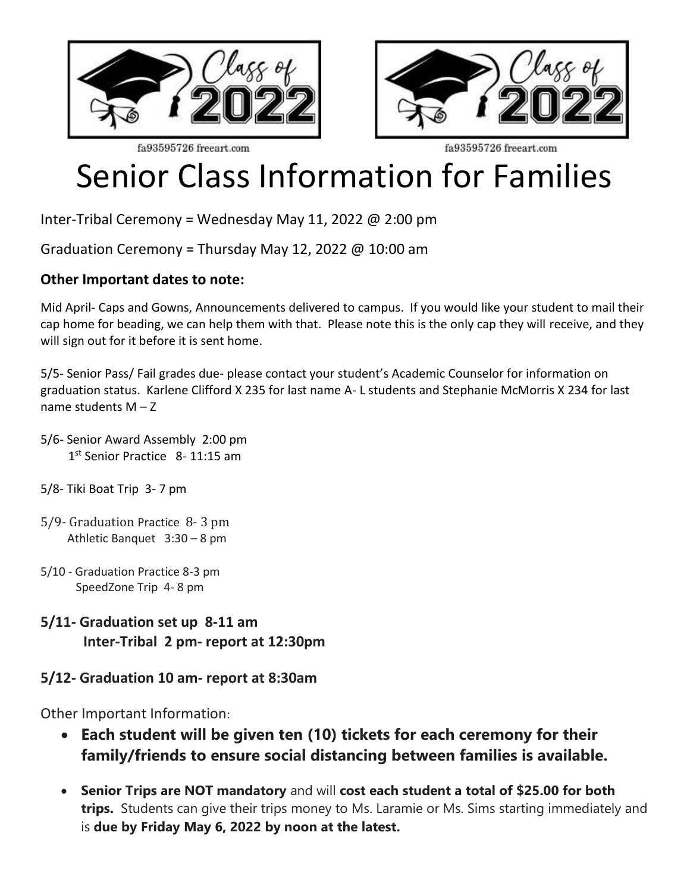fa93595726 freeart.com

fa93595726 freeart.com

# Senior Class Information for Families

Inter-Tribal Ceremony = Wednesday May 11, 2022 @ 2:00 pm

Graduation Ceremony = Thursday May 12, 2022 @ 10:00 am

**Other Important dates to note:**

Mid April- Caps and Gowns, Announcements delivered to campus. If you would like your student to mail their cap home for beading, we can help them with that. Please note this is the only cap they will receive, and they will sign out for it before it is sent home.

5/5- Senior Pass/ Fail grades due- please contact your student's Academic Counselor for information on graduation status. Karlene Clifford X 235 for last name A- L students and Stephanie McMorris X 234 for last name students M – Z

5/6- Senior Award Assembly 2:00 pm
1st Senior Practice 8- 11:15 am

5/8- Tiki Boat Trip 3- 7 pm

5/9- Graduation Practice 8- 3 pm
Athletic Banquet 3:30 – 8 pm

5/10 - Graduation Practice 8-3 pm
SpeedZone Trip 4- 8 pm

**5/11- Graduation set up 8-11 am**
**Inter-Tribal 2 pm- report at 12:30pm**

**5/12- Graduation 10 am- report at 8:30am**

Other Important Information:

- **Each student will be given ten (10) tickets for each ceremony for their family/friends to ensure social distancing between families is available.**
- **Senior Trips are NOT mandatory** and will **cost each student a total of $25.00 for both trips.** Students can give their trips money to Ms. Laramie or Ms. Sims starting immediately and is **due by Friday May 6, 2022 by noon at the latest.**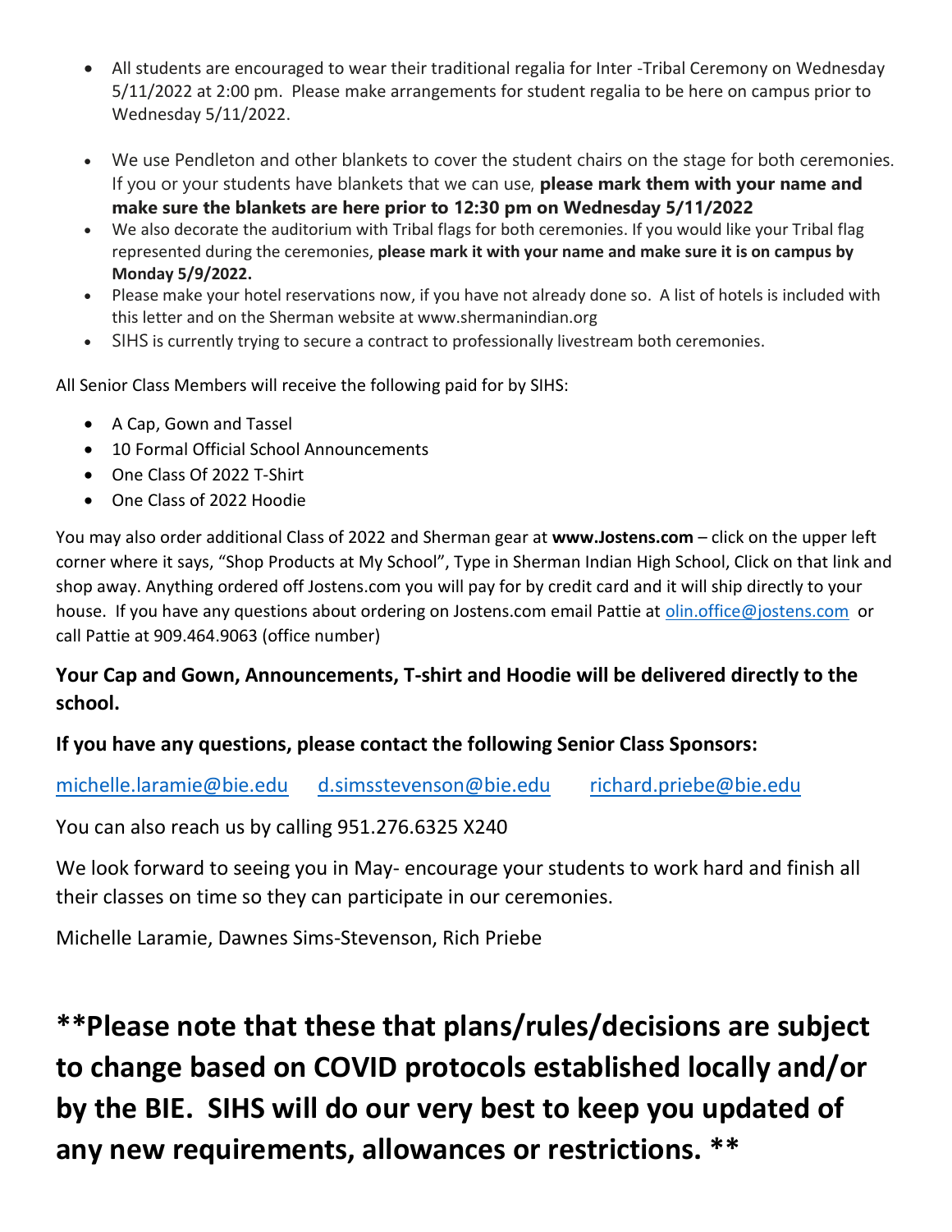- All students are encouraged to wear their traditional regalia for Inter -Tribal Ceremony on Wednesday 5/11/2022 at 2:00 pm. Please make arrangements for student regalia to be here on campus prior to Wednesday 5/11/2022.
- We use Pendleton and other blankets to cover the student chairs on the stage for both ceremonies. If you or your students have blankets that we can use, **please mark them with your name and make sure the blankets are here prior to 12:30 pm on Wednesday 5/11/2022**
- We also decorate the auditorium with Tribal flags for both ceremonies. If you would like your Tribal flag represented during the ceremonies, **please mark it with your name and make sure it is on campus by Monday 5/9/2022.**
- Please make your hotel reservations now, if you have not already done so. A list of hotels is included with this letter and on the Sherman website at www.shermanindian.org
- SIHS is currently trying to secure a contract to professionally livestream both ceremonies.

All Senior Class Members will receive the following paid for by SIHS:

- A Cap, Gown and Tassel
- 10 Formal Official School Announcements
- One Class Of 2022 T-Shirt
- One Class of 2022 Hoodie

You may also order additional Class of 2022 and Sherman gear at **www.Jostens.com** – click on the upper left corner where it says, "Shop Products at My School", Type in Sherman Indian High School, Click on that link and shop away. Anything ordered off Jostens.com you will pay for by credit card and it will ship directly to your house. If you have any questions about ordering on Jostens.com email Pattie at olin.office@jostens.com or call Pattie at 909.464.9063 (office number)

**Your Cap and Gown, Announcements, T-shirt and Hoodie will be delivered directly to the school.**

**If you have any questions, please contact the following Senior Class Sponsors:**

michelle.laramie@bie.edu d.simsstevenson@bie.edu richard.priebe@bie.edu

You can also reach us by calling 951.276.6325 X240

We look forward to seeing you in May- encourage your students to work hard and finish all their classes on time so they can participate in our ceremonies.

Michelle Laramie, Dawnes Sims-Stevenson, Rich Priebe

**\*\*Please note that these that plans/rules/decisions are subject to change based on COVID protocols established locally and/or by the BIE. SIHS will do our very best to keep you updated of any new requirements, allowances or restrictions. \*\***